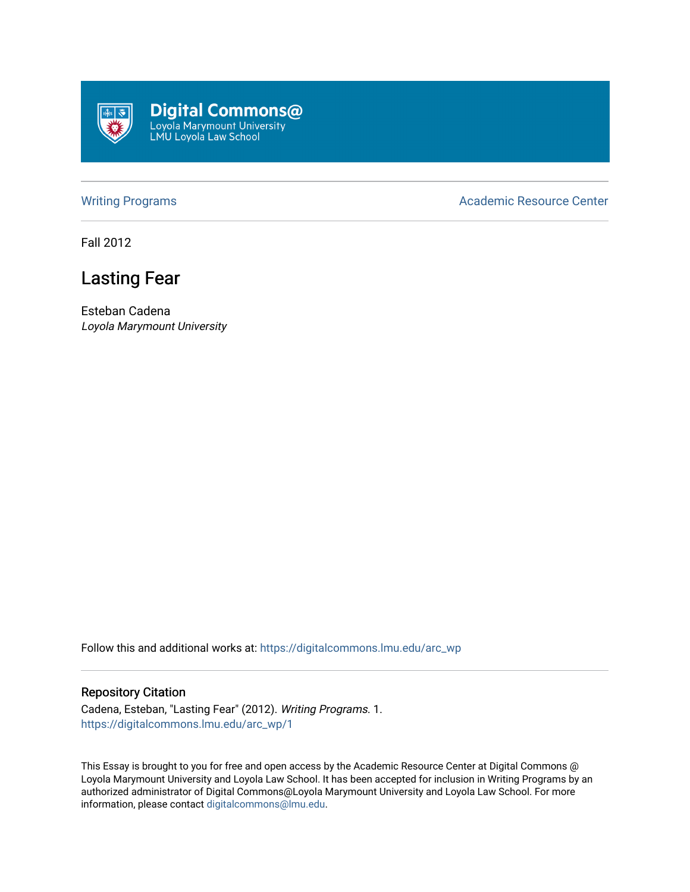Digital Commons@
Loyola Marymount University
LMU Loyola Law School

Writing Programs | Academic Resource Center

Fall 2012

# Lasting Fear

Esteban Cadena
*Loyola Marymount University*

Follow this and additional works at: https://digitalcommons.lmu.edu/arc_wp

## Repository Citation

Cadena, Esteban, "Lasting Fear" (2012). *Writing Programs*. 1.
https://digitalcommons.lmu.edu/arc_wp/1

This Essay is brought to you for free and open access by the Academic Resource Center at Digital Commons @ Loyola Marymount University and Loyola Law School. It has been accepted for inclusion in Writing Programs by an authorized administrator of Digital Commons@Loyola Marymount University and Loyola Law School. For more information, please contact digitalcommons@lmu.edu.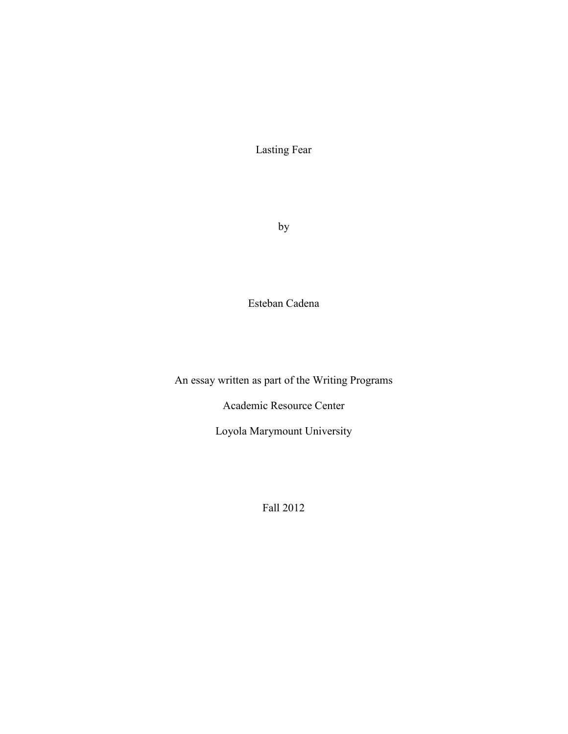# Lasting Fear

by

Esteban Cadena

An essay written as part of the Writing Programs

Academic Resource Center

Loyola Marymount University

Fall 2012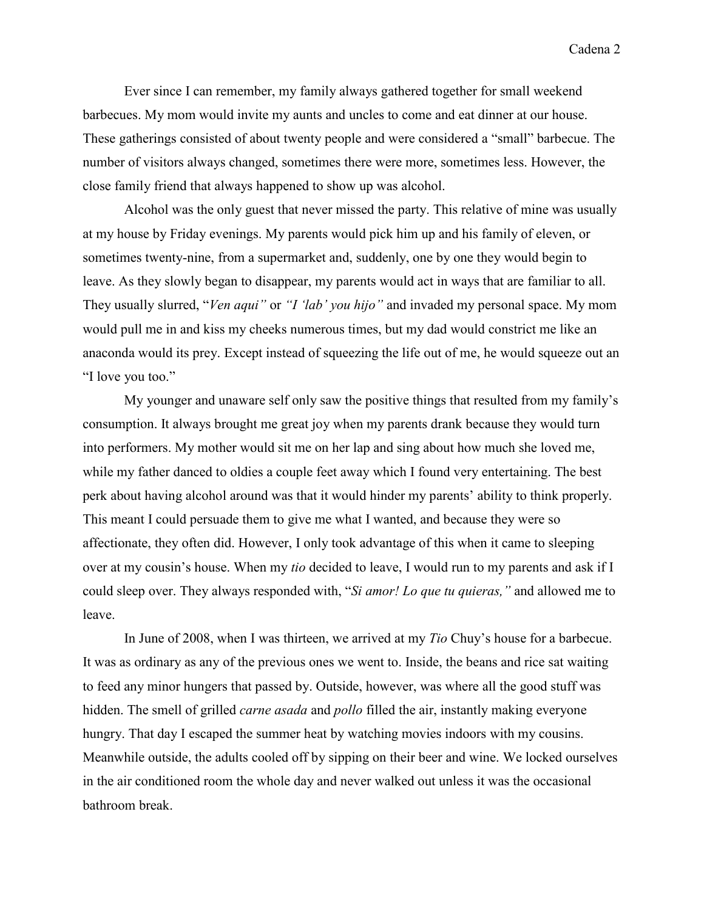Ever since I can remember, my family always gathered together for small weekend barbecues. My mom would invite my aunts and uncles to come and eat dinner at our house. These gatherings consisted of about twenty people and were considered a "small" barbecue. The number of visitors always changed, sometimes there were more, sometimes less. However, the close family friend that always happened to show up was alcohol.

Alcohol was the only guest that never missed the party. This relative of mine was usually at my house by Friday evenings. My parents would pick him up and his family of eleven, or sometimes twenty-nine, from a supermarket and, suddenly, one by one they would begin to leave. As they slowly began to disappear, my parents would act in ways that are familiar to all. They usually slurred, "*Ven aqui"* or *"I 'lab' you hijo"* and invaded my personal space. My mom would pull me in and kiss my cheeks numerous times, but my dad would constrict me like an anaconda would its prey. Except instead of squeezing the life out of me, he would squeeze out an "I love you too."

My younger and unaware self only saw the positive things that resulted from my family's consumption. It always brought me great joy when my parents drank because they would turn into performers. My mother would sit me on her lap and sing about how much she loved me, while my father danced to oldies a couple feet away which I found very entertaining. The best perk about having alcohol around was that it would hinder my parents' ability to think properly. This meant I could persuade them to give me what I wanted, and because they were so affectionate, they often did. However, I only took advantage of this when it came to sleeping over at my cousin's house. When my *tio* decided to leave, I would run to my parents and ask if I could sleep over. They always responded with, "*Si amor! Lo que tu quieras,"* and allowed me to leave.

In June of 2008, when I was thirteen, we arrived at my *Tio* Chuy's house for a barbecue. It was as ordinary as any of the previous ones we went to. Inside, the beans and rice sat waiting to feed any minor hungers that passed by. Outside, however, was where all the good stuff was hidden. The smell of grilled *carne asada* and *pollo* filled the air, instantly making everyone hungry. That day I escaped the summer heat by watching movies indoors with my cousins. Meanwhile outside, the adults cooled off by sipping on their beer and wine. We locked ourselves in the air conditioned room the whole day and never walked out unless it was the occasional bathroom break.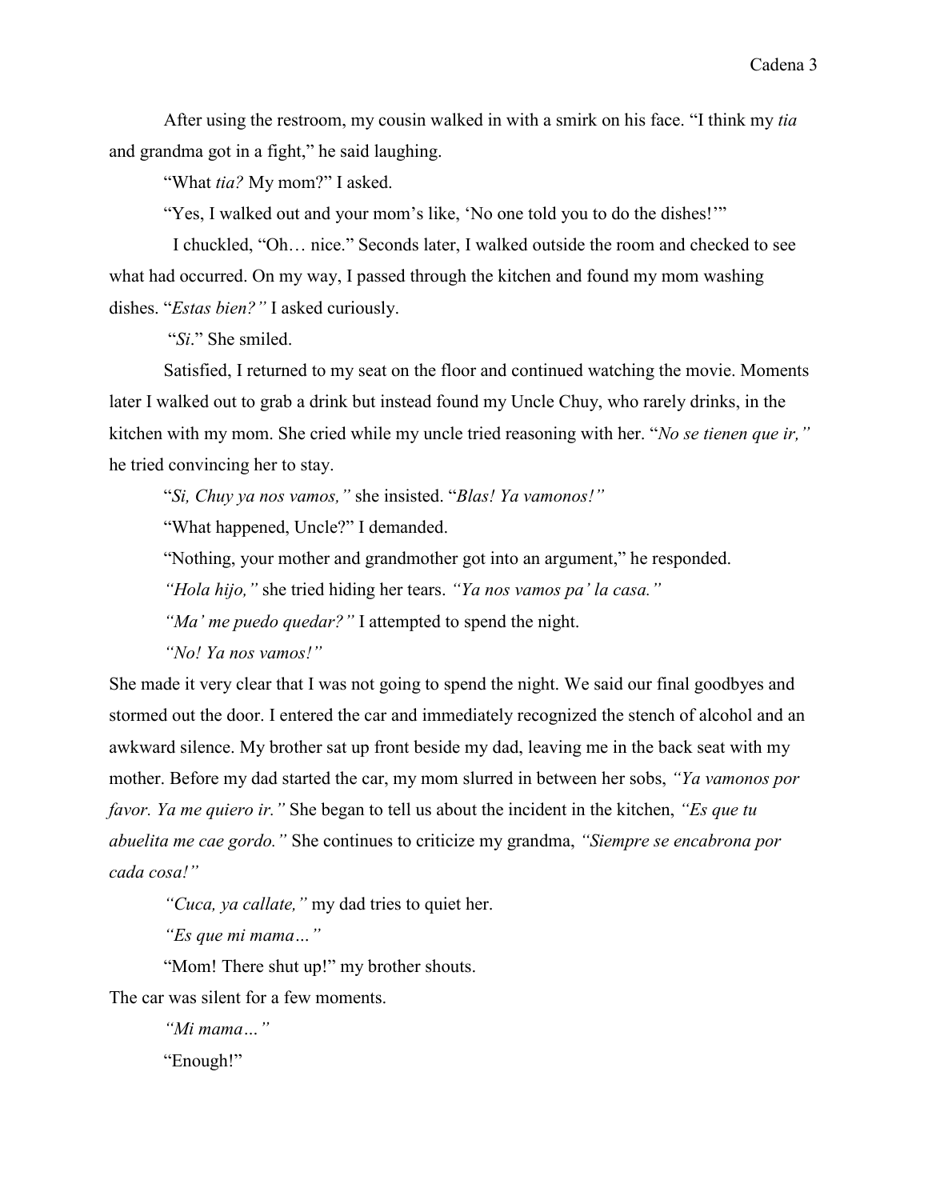After using the restroom, my cousin walked in with a smirk on his face. "I think my *tia* and grandma got in a fight," he said laughing.

"What *tia?* My mom?" I asked.

"Yes, I walked out and your mom's like, 'No one told you to do the dishes!'"

I chuckled, "Oh… nice." Seconds later, I walked outside the room and checked to see what had occurred. On my way, I passed through the kitchen and found my mom washing dishes. "*Estas bien?*" I asked curiously.

"*Si*." She smiled.

Satisfied, I returned to my seat on the floor and continued watching the movie. Moments later I walked out to grab a drink but instead found my Uncle Chuy, who rarely drinks, in the kitchen with my mom. She cried while my uncle tried reasoning with her. "*No se tienen que ir,*" he tried convincing her to stay.

"*Si, Chuy ya nos vamos,*" she insisted. "*Blas! Ya vamonos!*"

"What happened, Uncle?" I demanded.

"Nothing, your mother and grandmother got into an argument," he responded.

*"Hola hijo,"* she tried hiding her tears. *"Ya nos vamos pa' la casa."*

*"Ma' me puedo quedar?"* I attempted to spend the night.

*"No! Ya nos vamos!"*

She made it very clear that I was not going to spend the night. We said our final goodbyes and stormed out the door. I entered the car and immediately recognized the stench of alcohol and an awkward silence. My brother sat up front beside my dad, leaving me in the back seat with my mother. Before my dad started the car, my mom slurred in between her sobs, *"Ya vamonos por favor. Ya me quiero ir."* She began to tell us about the incident in the kitchen, *"Es que tu abuelita me cae gordo."* She continues to criticize my grandma, *"Siempre se encabrona por cada cosa!"*

*"Cuca, ya callate,"* my dad tries to quiet her.

*"Es que mi mama…"*

"Mom! There shut up!" my brother shouts.

The car was silent for a few moments.

*"Mi mama…"*

"Enough!"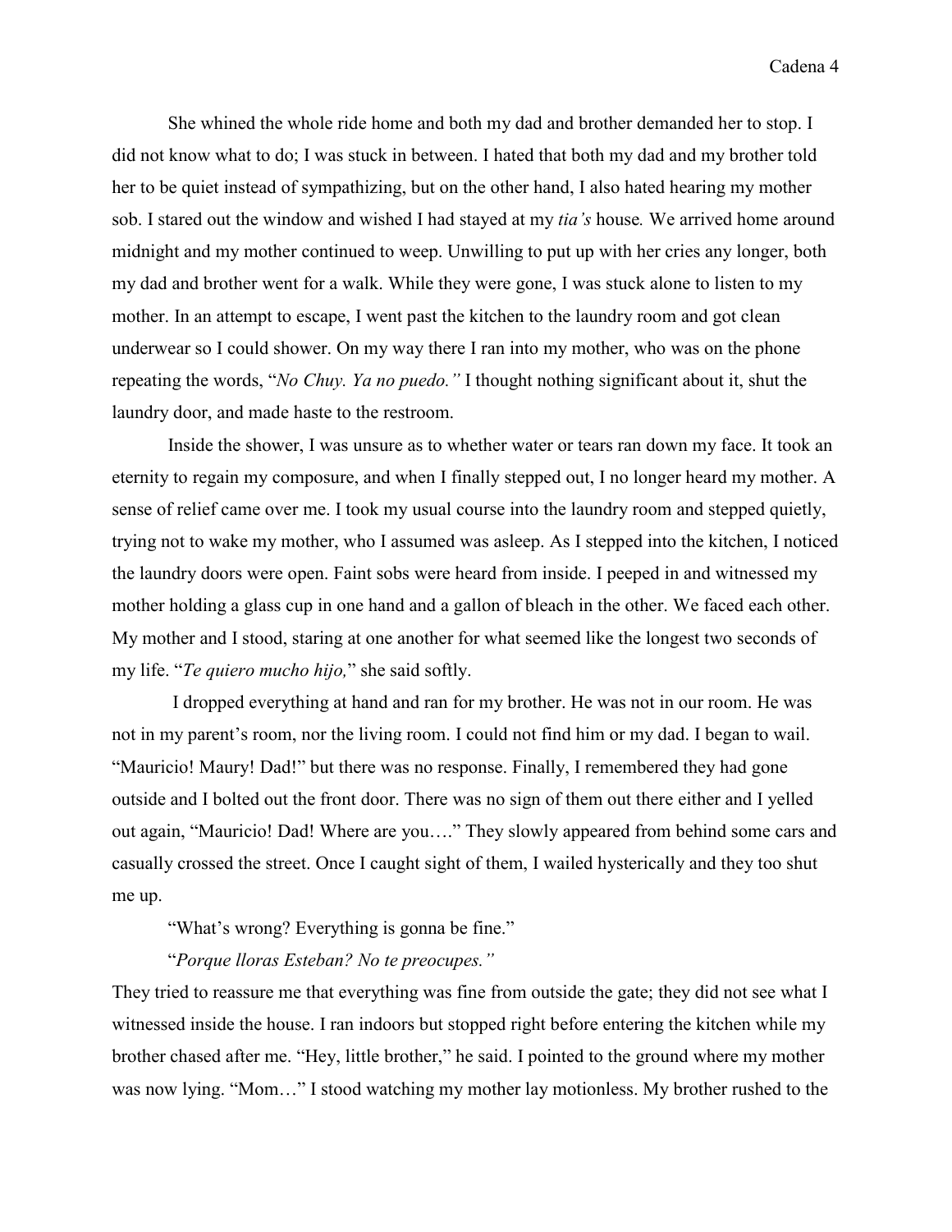She whined the whole ride home and both my dad and brother demanded her to stop. I did not know what to do; I was stuck in between. I hated that both my dad and my brother told her to be quiet instead of sympathizing, but on the other hand, I also hated hearing my mother sob. I stared out the window and wished I had stayed at my *tia's* house*.* We arrived home around midnight and my mother continued to weep. Unwilling to put up with her cries any longer, both my dad and brother went for a walk. While they were gone, I was stuck alone to listen to my mother. In an attempt to escape, I went past the kitchen to the laundry room and got clean underwear so I could shower. On my way there I ran into my mother, who was on the phone repeating the words, "*No Chuy. Ya no puedo."* I thought nothing significant about it, shut the laundry door, and made haste to the restroom.

Inside the shower, I was unsure as to whether water or tears ran down my face. It took an eternity to regain my composure, and when I finally stepped out, I no longer heard my mother. A sense of relief came over me. I took my usual course into the laundry room and stepped quietly, trying not to wake my mother, who I assumed was asleep. As I stepped into the kitchen, I noticed the laundry doors were open. Faint sobs were heard from inside. I peeped in and witnessed my mother holding a glass cup in one hand and a gallon of bleach in the other. We faced each other. My mother and I stood, staring at one another for what seemed like the longest two seconds of my life. "*Te quiero mucho hijo,*" she said softly.

I dropped everything at hand and ran for my brother. He was not in our room. He was not in my parent's room, nor the living room. I could not find him or my dad. I began to wail. "Mauricio! Maury! Dad!" but there was no response. Finally, I remembered they had gone outside and I bolted out the front door. There was no sign of them out there either and I yelled out again, "Mauricio! Dad! Where are you…." They slowly appeared from behind some cars and casually crossed the street. Once I caught sight of them, I wailed hysterically and they too shut me up.

"What's wrong? Everything is gonna be fine."

"*Porque lloras Esteban? No te preocupes."*

They tried to reassure me that everything was fine from outside the gate; they did not see what I witnessed inside the house. I ran indoors but stopped right before entering the kitchen while my brother chased after me. "Hey, little brother," he said. I pointed to the ground where my mother was now lying. "Mom…" I stood watching my mother lay motionless. My brother rushed to the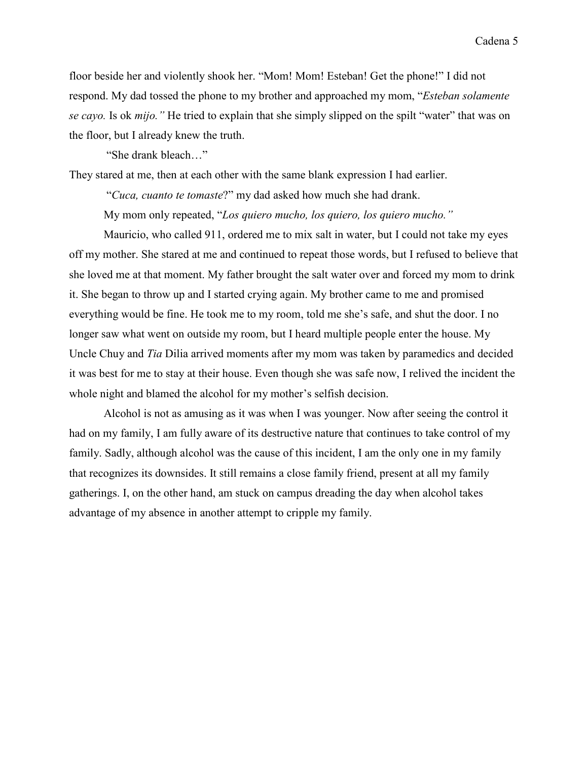floor beside her and violently shook her. "Mom! Mom! Esteban! Get the phone!" I did not respond. My dad tossed the phone to my brother and approached my mom, "*Esteban solamente se cayo.* Is ok *mijo."* He tried to explain that she simply slipped on the spilt "water" that was on the floor, but I already knew the truth.

"She drank bleach…"

They stared at me, then at each other with the same blank expression I had earlier.

"*Cuca, cuanto te tomaste*?" my dad asked how much she had drank.

My mom only repeated, "*Los quiero mucho, los quiero, los quiero mucho."*

Mauricio, who called 911, ordered me to mix salt in water, but I could not take my eyes off my mother. She stared at me and continued to repeat those words, but I refused to believe that she loved me at that moment. My father brought the salt water over and forced my mom to drink it. She began to throw up and I started crying again. My brother came to me and promised everything would be fine. He took me to my room, told me she's safe, and shut the door. I no longer saw what went on outside my room, but I heard multiple people enter the house. My Uncle Chuy and *Tia* Dilia arrived moments after my mom was taken by paramedics and decided it was best for me to stay at their house. Even though she was safe now, I relived the incident the whole night and blamed the alcohol for my mother's selfish decision.

Alcohol is not as amusing as it was when I was younger. Now after seeing the control it had on my family, I am fully aware of its destructive nature that continues to take control of my family. Sadly, although alcohol was the cause of this incident, I am the only one in my family that recognizes its downsides. It still remains a close family friend, present at all my family gatherings. I, on the other hand, am stuck on campus dreading the day when alcohol takes advantage of my absence in another attempt to cripple my family.